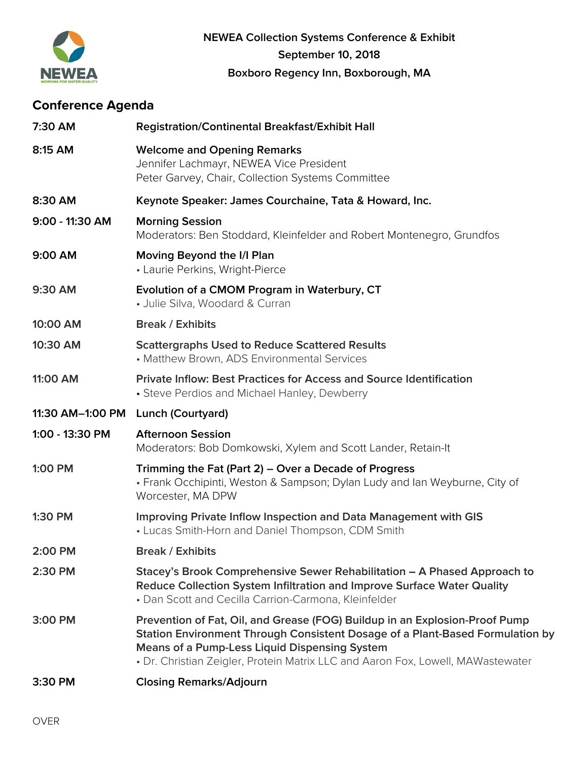**NEWEA Collection Systems Conference & Exhibit**
**September 10, 2018**
**Boxboro Regency Inn, Boxborough, MA**

## Conference Agenda

| | |
|---|---|
| **7:30 AM** | **Registration/Continental Breakfast/Exhibit Hall** |
| **8:15 AM** | **Welcome and Opening Remarks**<br>Jennifer Lachmayr, NEWEA Vice President<br>Peter Garvey, Chair, Collection Systems Committee |
| **8:30 AM** | **Keynote Speaker: James Courchaine, Tata & Howard, Inc.** |
| **9:00 - 11:30 AM** | **Morning Session**<br>Moderators: Ben Stoddard, Kleinfelder and Robert Montenegro, Grundfos |
| **9:00 AM** | **Moving Beyond the I/I Plan**<br>• Laurie Perkins, Wright-Pierce |
| **9:30 AM** | **Evolution of a CMOM Program in Waterbury, CT**<br>• Julie Silva, Woodard & Curran |
| **10:00 AM** | **Break / Exhibits** |
| **10:30 AM** | **Scattergraphs Used to Reduce Scattered Results**<br>• Matthew Brown, ADS Environmental Services |
| **11:00 AM** | **Private Inflow: Best Practices for Access and Source Identification**<br>• Steve Perdios and Michael Hanley, Dewberry |
| **11:30 AM–1:00 PM** | **Lunch (Courtyard)** |
| **1:00 - 13:30 PM** | **Afternoon Session**<br>Moderators: Bob Domkowski, Xylem and Scott Lander, Retain-It |
| **1:00 PM** | **Trimming the Fat (Part 2) – Over a Decade of Progress**<br>• Frank Occhipinti, Weston & Sampson; Dylan Ludy and Ian Weyburne, City of Worcester, MA DPW |
| **1:30 PM** | **Improving Private Inflow Inspection and Data Management with GIS**<br>• Lucas Smith-Horn and Daniel Thompson, CDM Smith |
| **2:00 PM** | **Break / Exhibits** |
| **2:30 PM** | **Stacey's Brook Comprehensive Sewer Rehabilitation – A Phased Approach to Reduce Collection System Infiltration and Improve Surface Water Quality**<br>• Dan Scott and Cecilla Carrion-Carmona, Kleinfelder |
| **3:00 PM** | **Prevention of Fat, Oil, and Grease (FOG) Buildup in an Explosion-Proof Pump Station Environment Through Consistent Dosage of a Plant-Based Formulation by Means of a Pump-Less Liquid Dispensing System**<br>• Dr. Christian Zeigler, Protein Matrix LLC and Aaron Fox, Lowell, MAWastewater |
| **3:30 PM** | **Closing Remarks/Adjourn** |

OVER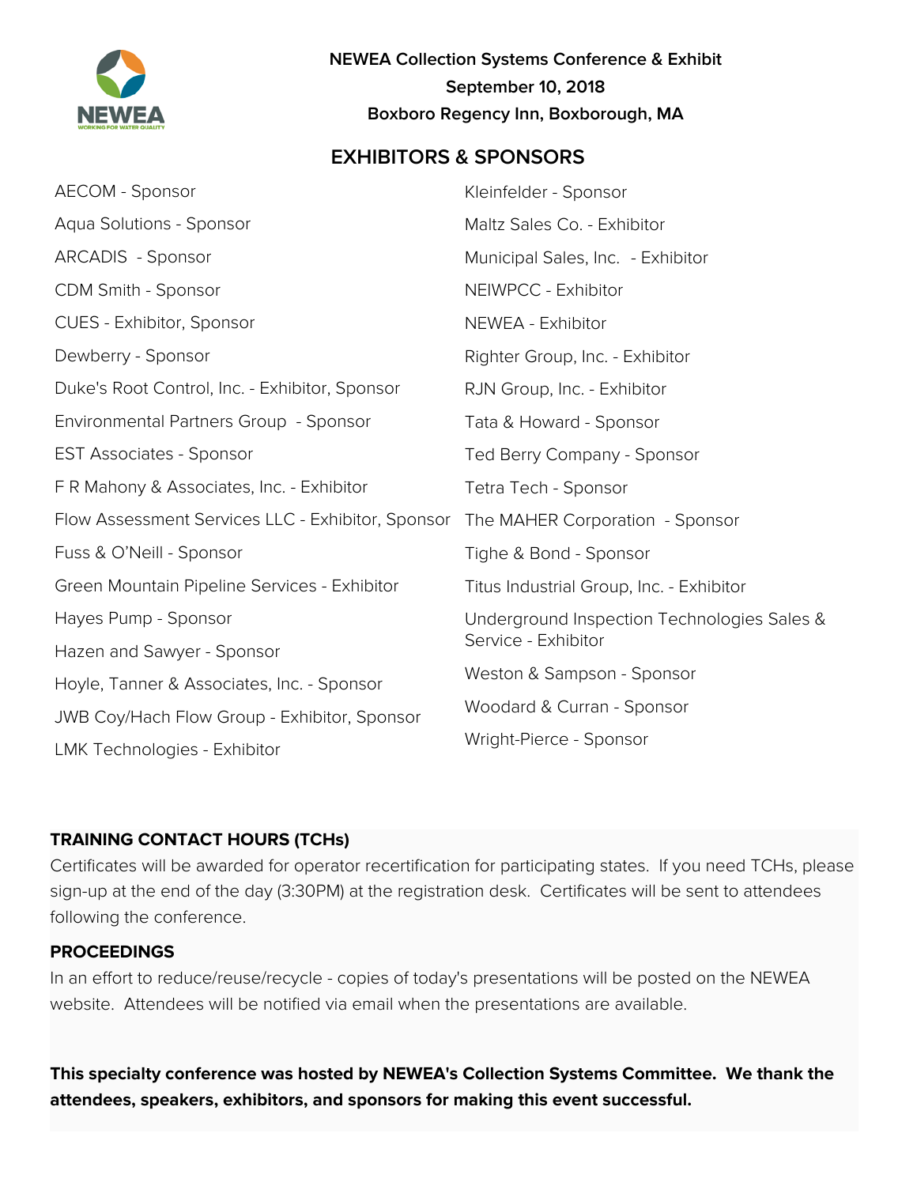**NEWEA Collection Systems Conference & Exhibit**
**September 10, 2018**
**Boxboro Regency Inn, Boxborough, MA**

## EXHIBITORS & SPONSORS

AECOM - Sponsor

Aqua Solutions - Sponsor

ARCADIS - Sponsor

CDM Smith - Sponsor

CUES - Exhibitor, Sponsor

Dewberry - Sponsor

Duke's Root Control, Inc. - Exhibitor, Sponsor

Environmental Partners Group - Sponsor

EST Associates - Sponsor

F R Mahony & Associates, Inc. - Exhibitor

Flow Assessment Services LLC - Exhibitor, Sponsor

Fuss & O'Neill - Sponsor

Green Mountain Pipeline Services - Exhibitor

Hayes Pump - Sponsor

Hazen and Sawyer - Sponsor

Hoyle, Tanner & Associates, Inc. - Sponsor

JWB Coy/Hach Flow Group - Exhibitor, Sponsor

LMK Technologies - Exhibitor

Kleinfelder - Sponsor

Maltz Sales Co. - Exhibitor

Municipal Sales, Inc. - Exhibitor

NEIWPCC - Exhibitor

NEWEA - Exhibitor

Righter Group, Inc. - Exhibitor

RJN Group, Inc. - Exhibitor

Tata & Howard - Sponsor

Ted Berry Company - Sponsor

Tetra Tech - Sponsor

The MAHER Corporation - Sponsor

Tighe & Bond - Sponsor

Titus Industrial Group, Inc. - Exhibitor

Underground Inspection Technologies Sales & Service - Exhibitor

Weston & Sampson - Sponsor

Woodard & Curran - Sponsor

Wright-Pierce - Sponsor

### TRAINING CONTACT HOURS (TCHs)

Certificates will be awarded for operator recertification for participating states. If you need TCHs, please sign-up at the end of the day (3:30PM) at the registration desk. Certificates will be sent to attendees following the conference.

### PROCEEDINGS

In an effort to reduce/reuse/recycle - copies of today's presentations will be posted on the NEWEA website. Attendees will be notified via email when the presentations are available.

**This specialty conference was hosted by NEWEA's Collection Systems Committee. We thank the attendees, speakers, exhibitors, and sponsors for making this event successful.**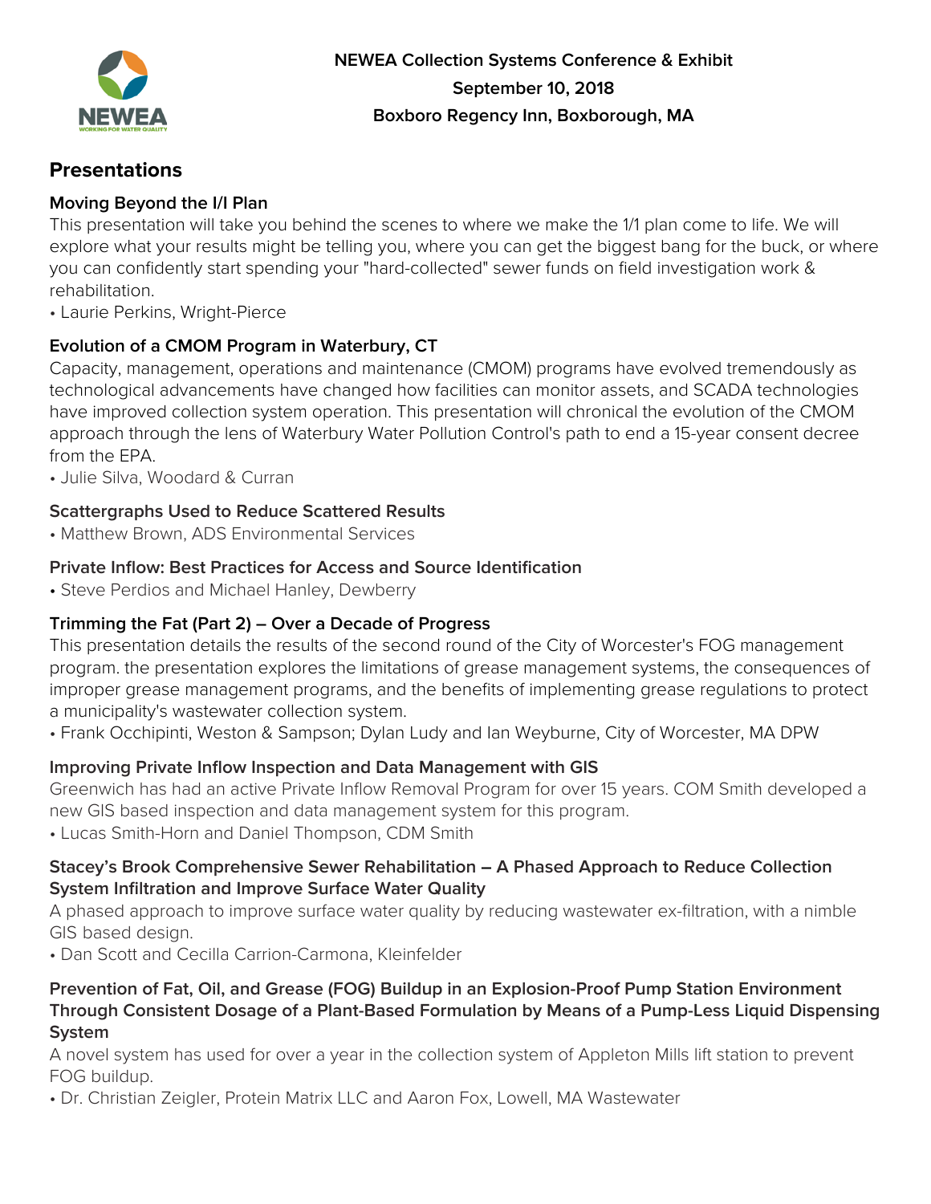NEWEA Collection Systems Conference & Exhibit
September 10, 2018
Boxboro Regency Inn, Boxborough, MA

## Presentations

### Moving Beyond the I/I Plan

This presentation will take you behind the scenes to where we make the 1/1 plan come to life. We will explore what your results might be telling you, where you can get the biggest bang for the buck, or where you can confidently start spending your "hard-collected" sewer funds on field investigation work & rehabilitation.

• Laurie Perkins, Wright-Pierce

### Evolution of a CMOM Program in Waterbury, CT

Capacity, management, operations and maintenance (CMOM) programs have evolved tremendously as technological advancements have changed how facilities can monitor assets, and SCADA technologies have improved collection system operation. This presentation will chronical the evolution of the CMOM approach through the lens of Waterbury Water Pollution Control's path to end a 15-year consent decree from the EPA.

• Julie Silva, Woodard & Curran

### Scattergraphs Used to Reduce Scattered Results

• Matthew Brown, ADS Environmental Services

### Private Inflow: Best Practices for Access and Source Identification

• Steve Perdios and Michael Hanley, Dewberry

### Trimming the Fat (Part 2) – Over a Decade of Progress

This presentation details the results of the second round of the City of Worcester's FOG management program. the presentation explores the limitations of grease management systems, the consequences of improper grease management programs, and the benefits of implementing grease regulations to protect a municipality's wastewater collection system.

• Frank Occhipinti, Weston & Sampson; Dylan Ludy and Ian Weyburne, City of Worcester, MA DPW

### Improving Private Inflow Inspection and Data Management with GIS

Greenwich has had an active Private Inflow Removal Program for over 15 years. COM Smith developed a new GIS based inspection and data management system for this program.

• Lucas Smith-Horn and Daniel Thompson, CDM Smith

### Stacey's Brook Comprehensive Sewer Rehabilitation – A Phased Approach to Reduce Collection System Infiltration and Improve Surface Water Quality

A phased approach to improve surface water quality by reducing wastewater ex-filtration, with a nimble GIS based design.

• Dan Scott and Cecilla Carrion-Carmona, Kleinfelder

### Prevention of Fat, Oil, and Grease (FOG) Buildup in an Explosion-Proof Pump Station Environment Through Consistent Dosage of a Plant-Based Formulation by Means of a Pump-Less Liquid Dispensing System

A novel system has used for over a year in the collection system of Appleton Mills lift station to prevent FOG buildup.

• Dr. Christian Zeigler, Protein Matrix LLC and Aaron Fox, Lowell, MA Wastewater